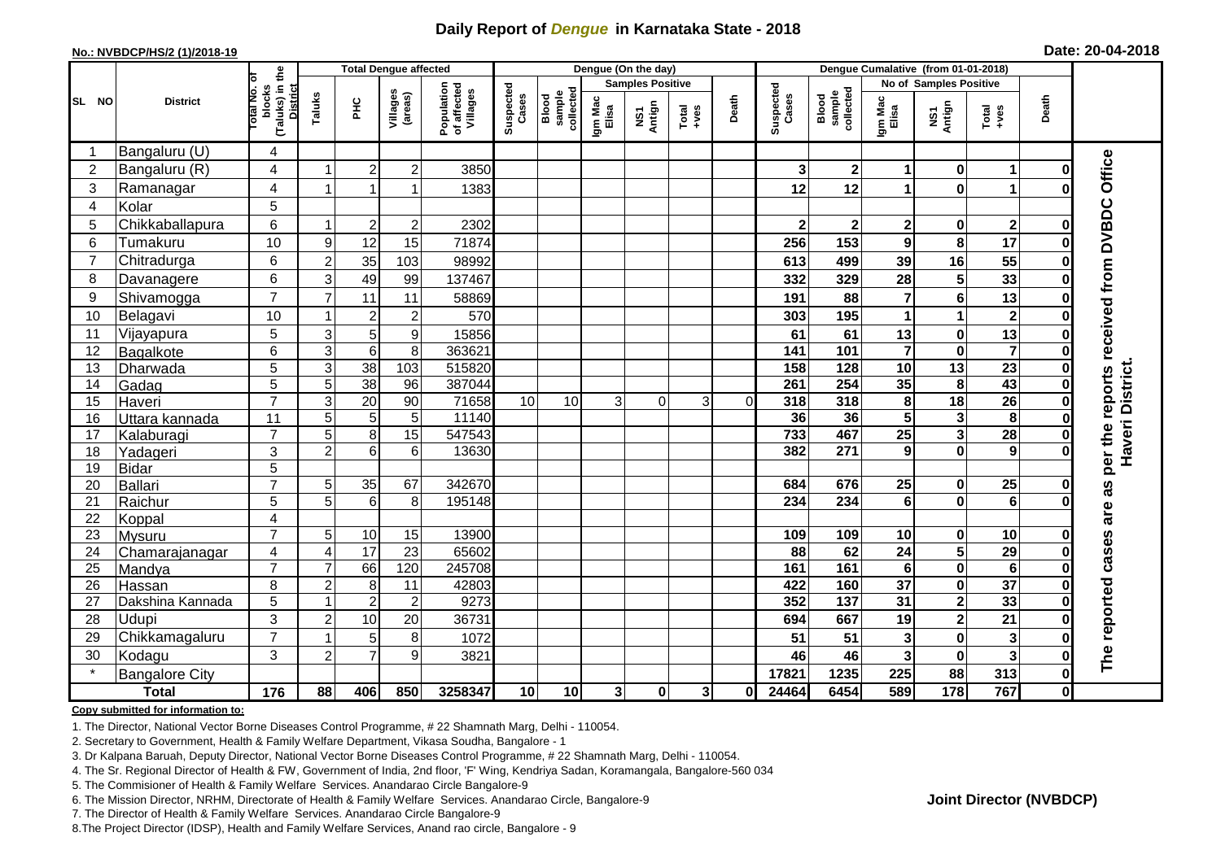# Daily Report of *Dengue* in Karnataka State - 2018

**No.: NVBDCP/HS/2 (1)/2018-19**

**Date: 20-04-2018**

| SL NO | District | Total No. of blocks (Taluks) in the District | Total Dengue affected | | | | Dengue (On the day) | | | | | | | Dengue Cumalative (from 01-01-2018) | | | | | | | |
|---|---|---|---|---|---|---|---|---|---|---|---|---|---|---|---|---|---|---|---|---|
| | | | Taluks | PHC | Villages (areas) | Population of affected Villages | Suspected Cases | Blood sample collected | Samples Positive | | | Death | Suspected Cases | Blood sample collected | No of Samples Positive | | | Death | |
| | | | | | | | | | Igm Mac Elisa | NS1 Antign | Total +ves | | | | Igm Mac Elisa | NS1 Antign | Total +ves | | |
| 1 | Bangaluru (U) | 4 | | | | | | | | | | | | | | | | | The reported cases are as per the reports received from DVBDC Office Haveri District. |
| 2 | Bangaluru (R) | 4 | 1 | 2 | 2 | 3850 | | | | | | | 3 | 2 | 1 | 0 | 1 | 0 | |
| 3 | Ramanagar | 4 | 1 | 1 | 1 | 1383 | | | | | | | 12 | 12 | 1 | 0 | 1 | 0 | |
| 4 | Kolar | 5 | | | | | | | | | | | | | | | | | |
| 5 | Chikkaballapura | 6 | 1 | 2 | 2 | 2302 | | | | | | | 2 | 2 | 2 | 0 | 2 | 0 | |
| 6 | Tumakuru | 10 | 9 | 12 | 15 | 71874 | | | | | | | 256 | 153 | 9 | 8 | 17 | 0 | |
| 7 | Chitradurga | 6 | 2 | 35 | 103 | 98992 | | | | | | | 613 | 499 | 39 | 16 | 55 | 0 | |
| 8 | Davanagere | 6 | 3 | 49 | 99 | 137467 | | | | | | | 332 | 329 | 28 | 5 | 33 | 0 | |
| 9 | Shivamogga | 7 | 7 | 11 | 11 | 58869 | | | | | | | 191 | 88 | 7 | 6 | 13 | 0 | |
| 10 | Belagavi | 10 | 1 | 2 | 2 | 570 | | | | | | | 303 | 195 | 1 | 1 | 2 | 0 | |
| 11 | Vijayapura | 5 | 3 | 5 | 9 | 15856 | | | | | | | 61 | 61 | 13 | 0 | 13 | 0 | |
| 12 | Bagalkote | 6 | 3 | 6 | 8 | 363621 | | | | | | | 141 | 101 | 7 | 0 | 7 | 0 | |
| 13 | Dharwada | 5 | 3 | 38 | 103 | 515820 | | | | | | | 158 | 128 | 10 | 13 | 23 | 0 | |
| 14 | Gadag | 5 | 5 | 38 | 96 | 387044 | | | | | | | 261 | 254 | 35 | 8 | 43 | 0 | |
| 15 | Haveri | 7 | 3 | 20 | 90 | 71658 | 10 | 10 | 3 | 0 | 3 | 0 | 318 | 318 | 8 | 18 | 26 | 0 | |
| 16 | Uttara kannada | 11 | 5 | 5 | 5 | 11140 | | | | | | | 36 | 36 | 5 | 3 | 8 | 0 | |
| 17 | Kalaburagi | 7 | 5 | 8 | 15 | 547543 | | | | | | | 733 | 467 | 25 | 3 | 28 | 0 | |
| 18 | Yadageri | 3 | 2 | 6 | 6 | 13630 | | | | | | | 382 | 271 | 9 | 0 | 9 | 0 | |
| 19 | Bidar | 5 | | | | | | | | | | | | | | | | | |
| 20 | Ballari | 7 | 5 | 35 | 67 | 342670 | | | | | | | 684 | 676 | 25 | 0 | 25 | 0 | |
| 21 | Raichur | 5 | 5 | 6 | 8 | 195148 | | | | | | | 234 | 234 | 6 | 0 | 6 | 0 | |
| 22 | Koppal | 4 | | | | | | | | | | | | | | | | | |
| 23 | Mysuru | 7 | 5 | 10 | 15 | 13900 | | | | | | | 109 | 109 | 10 | 0 | 10 | 0 | |
| 24 | Chamarajanagar | 4 | 4 | 17 | 23 | 65602 | | | | | | | 88 | 62 | 24 | 5 | 29 | 0 | |
| 25 | Mandya | 7 | 7 | 66 | 120 | 245708 | | | | | | | 161 | 161 | 6 | 0 | 6 | 0 | |
| 26 | Hassan | 8 | 2 | 8 | 11 | 42803 | | | | | | | 422 | 160 | 37 | 0 | 37 | 0 | |
| 27 | Dakshina Kannada | 5 | 1 | 2 | 2 | 9273 | | | | | | | 352 | 137 | 31 | 2 | 33 | 0 | |
| 28 | Udupi | 3 | 2 | 10 | 20 | 36731 | | | | | | | 694 | 667 | 19 | 2 | 21 | 0 | |
| 29 | Chikkamagaluru | 7 | 1 | 5 | 8 | 1072 | | | | | | | 51 | 51 | 3 | 0 | 3 | 0 | |
| 30 | Kodagu | 3 | 2 | 7 | 9 | 3821 | | | | | | | 46 | 46 | 3 | 0 | 3 | 0 | |
| * | Bangalore City | | | | | | | | | | | | 17821 | 1235 | 225 | 88 | 313 | 0 | |
| | **Total** | **176** | **88** | **406** | **850** | **3258347** | **10** | **10** | **3** | **0** | **3** | **0** | **24464** | **6454** | **589** | **178** | **767** | **0** | |

**Copy submitted for information to:**

1. The Director, National Vector Borne Diseases Control Programme, # 22 Shamnath Marg, Delhi - 110054.
2. Secretary to Government, Health & Family Welfare Department, Vikasa Soudha, Bangalore - 1
3. Dr Kalpana Baruah, Deputy Director, National Vector Borne Diseases Control Programme, # 22 Shamnath Marg, Delhi - 110054.
4. The Sr. Regional Director of Health & FW, Government of India, 2nd floor, 'F' Wing, Kendriya Sadan, Koramangala, Bangalore-560 034
5. The Commisioner of Health & Family Welfare Services. Anandarao Circle Bangalore-9
6. The Mission Director, NRHM, Directorate of Health & Family Welfare Services. Anandarao Circle, Bangalore-9
7. The Director of Health & Family Welfare Services. Anandarao Circle Bangalore-9
8. The Project Director (IDSP), Health and Family Welfare Services, Anand rao circle, Bangalore - 9

**Joint Director (NVBDCP)**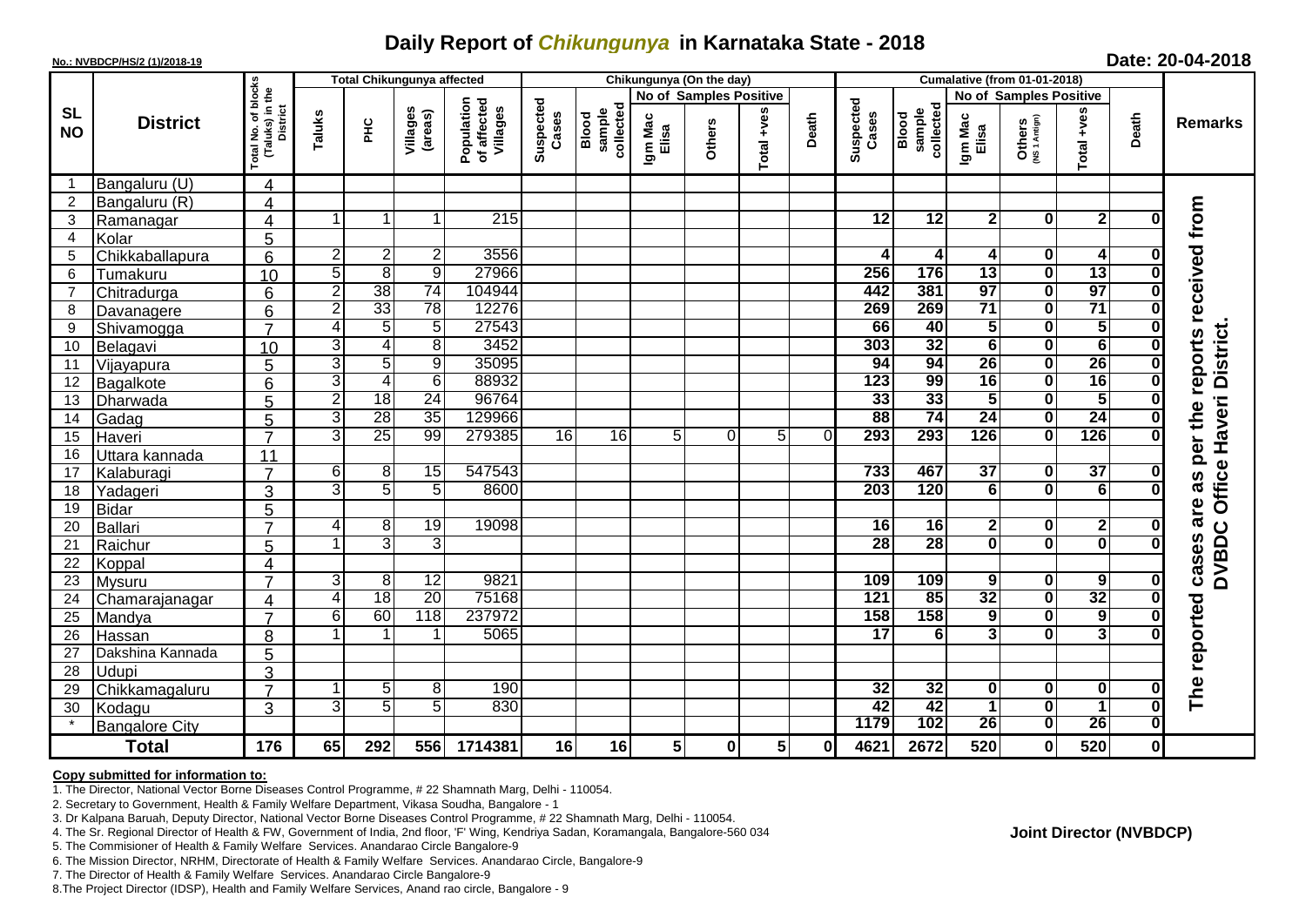# Daily Report of *Chikungunya* in Karnataka State - 2018

**No.: NVBDCP/HS/2 (1)/2018-19**

**Date: 20-04-2018**

| SL NO | District | Total No. of blocks (Taluks) in the District | Total Chikungunya affected | | | | Chikungunya (On the day) | | | | | | Cumalative (from 01-01-2018) | | | | | | Remarks |
|---|---|---|---|---|---|---|---|---|---|---|---|---|---|---|---|---|---|---|---|
| | | | Taluks | PHC | Villages (areas) | Population of affected Villages | Suspected Cases | Blood sample collected | No of Samples Positive | | | Death | Suspected Cases | Blood sample collected | No of Samples Positive | | | Death | |
| | | | | | | | | | Igm Mac Elisa | Others | Total +ves | | | | Igm Mac Elisa | Others (NS 1 Antign) | Total +ves | | |
| 1 | Bangaluru (U) | 4 | | | | | | | | | | | | | | | | | The reported cases are as per the reports received from DVBDC Office Haveri District. |
| 2 | Bangaluru (R) | 4 | | | | | | | | | | | | | | | | | |
| 3 | Ramanagar | 4 | 1 | 1 | 1 | 215 | | | | | | | 12 | 12 | 2 | 0 | 2 | 0 | |
| 4 | Kolar | 5 | | | | | | | | | | | | | | | | | |
| 5 | Chikkaballapura | 6 | 2 | 2 | 2 | 3556 | | | | | | | 4 | 4 | 4 | 0 | 4 | 0 | |
| 6 | Tumakuru | 10 | 5 | 8 | 9 | 27966 | | | | | | | 256 | 176 | 13 | 0 | 13 | 0 | |
| 7 | Chitradurga | 6 | 2 | 38 | 74 | 104944 | | | | | | | 442 | 381 | 97 | 0 | 97 | 0 | |
| 8 | Davanagere | 6 | 2 | 33 | 78 | 12276 | | | | | | | 269 | 269 | 71 | 0 | 71 | 0 | |
| 9 | Shivamogga | 7 | 4 | 5 | 5 | 27543 | | | | | | | 66 | 40 | 5 | 0 | 5 | 0 | |
| 10 | Belagavi | 10 | 3 | 4 | 8 | 3452 | | | | | | | 303 | 32 | 6 | 0 | 6 | 0 | |
| 11 | Vijayapura | 5 | 3 | 5 | 9 | 35095 | | | | | | | 94 | 94 | 26 | 0 | 26 | 0 | |
| 12 | Bagalkote | 6 | 3 | 4 | 6 | 88932 | | | | | | | 123 | 99 | 16 | 0 | 16 | 0 | |
| 13 | Dharwada | 5 | 2 | 18 | 24 | 96764 | | | | | | | 33 | 33 | 5 | 0 | 5 | 0 | |
| 14 | Gadag | 5 | 3 | 28 | 35 | 129966 | | | | | | | 88 | 74 | 24 | 0 | 24 | 0 | |
| 15 | Haveri | 7 | 3 | 25 | 99 | 279385 | 16 | 16 | 5 | 0 | 5 | 0 | 293 | 293 | 126 | 0 | 126 | 0 | |
| 16 | Uttara kannada | 11 | | | | | | | | | | | | | | | | | |
| 17 | Kalaburagi | 7 | 6 | 8 | 15 | 547543 | | | | | | | 733 | 467 | 37 | 0 | 37 | 0 | |
| 18 | Yadageri | 3 | 3 | 5 | 5 | 8600 | | | | | | | 203 | 120 | 6 | 0 | 6 | 0 | |
| 19 | Bidar | 5 | | | | | | | | | | | | | | | | | |
| 20 | Ballari | 7 | 4 | 8 | 19 | 19098 | | | | | | | 16 | 16 | 2 | 0 | 2 | 0 | |
| 21 | Raichur | 5 | 1 | 3 | 3 | | | | | | | | 28 | 28 | 0 | 0 | 0 | 0 | |
| 22 | Koppal | 4 | | | | | | | | | | | | | | | | | |
| 23 | Mysuru | 7 | 3 | 8 | 12 | 9821 | | | | | | | 109 | 109 | 9 | 0 | 9 | 0 | |
| 24 | Chamarajanagar | 4 | 4 | 18 | 20 | 75168 | | | | | | | 121 | 85 | 32 | 0 | 32 | 0 | |
| 25 | Mandya | 7 | 6 | 60 | 118 | 237972 | | | | | | | 158 | 158 | 9 | 0 | 9 | 0 | |
| 26 | Hassan | 8 | 1 | 1 | 1 | 5065 | | | | | | | 17 | 6 | 3 | 0 | 3 | 0 | |
| 27 | Dakshina Kannada | 5 | | | | | | | | | | | | | | | | | |
| 28 | Udupi | 3 | | | | | | | | | | | | | | | | | |
| 29 | Chikkamagaluru | 7 | 1 | 5 | 8 | 190 | | | | | | | 32 | 32 | 0 | 0 | 0 | 0 | |
| 30 | Kodagu | 3 | 3 | 5 | 5 | 830 | | | | | | | 42 | 42 | 1 | 0 | 1 | 0 | |
| * | Bangalore City | | | | | | | | | | | | 1179 | 102 | 26 | 0 | 26 | 0 | |
| | **Total** | **176** | **65** | **292** | **556** | **1714381** | **16** | **16** | **5** | **0** | **5** | **0** | **4621** | **2672** | **520** | **0** | **520** | **0** | |

**Copy submitted for information to:**

1. The Director, National Vector Borne Diseases Control Programme, # 22 Shamnath Marg, Delhi - 110054.
2. Secretary to Government, Health & Family Welfare Department, Vikasa Soudha, Bangalore - 1
3. Dr Kalpana Baruah, Deputy Director, National Vector Borne Diseases Control Programme, # 22 Shamnath Marg, Delhi - 110054.
4. The Sr. Regional Director of Health & FW, Government of India, 2nd floor, 'F' Wing, Kendriya Sadan, Koramangala, Bangalore-560 034
5. The Commisioner of Health & Family Welfare Services. Anandarao Circle Bangalore-9
6. The Mission Director, NRHM, Directorate of Health & Family Welfare Services. Anandarao Circle, Bangalore-9
7. The Director of Health & Family Welfare Services. Anandarao Circle Bangalore-9
8.The Project Director (IDSP), Health and Family Welfare Services, Anand rao circle, Bangalore - 9

**Joint Director (NVBDCP)**